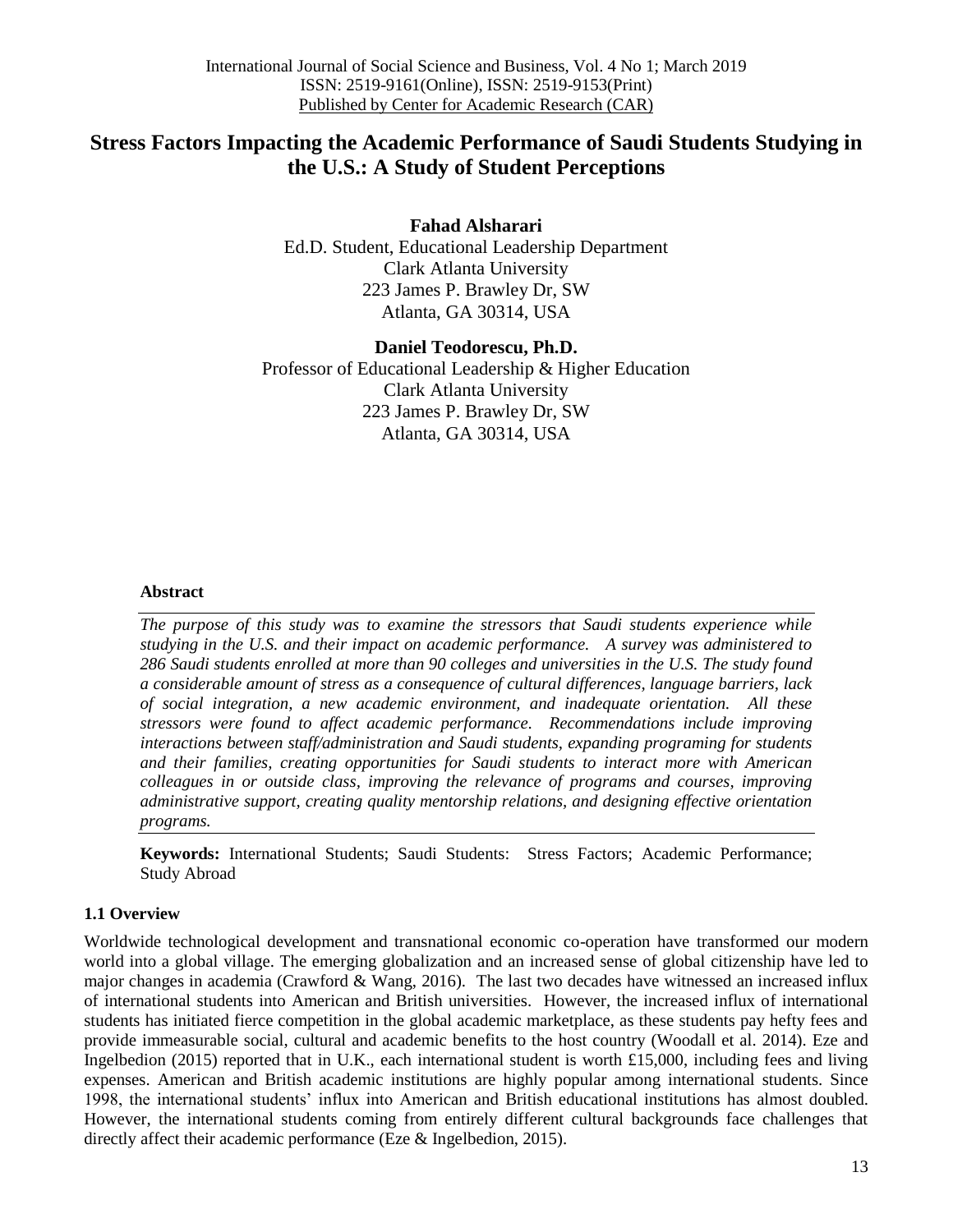International Journal of Social Science and Business, Vol. 4 No 1; March 2019
ISSN: 2519-9161(Online), ISSN: 2519-9153(Print)
Published by Center for Academic Research (CAR)

# Stress Factors Impacting the Academic Performance of Saudi Students Studying in the U.S.: A Study of Student Perceptions

**Fahad Alsharari**
Ed.D. Student, Educational Leadership Department
Clark Atlanta University
223 James P. Brawley Dr, SW
Atlanta, GA 30314, USA

**Daniel Teodorescu, Ph.D.**
Professor of Educational Leadership & Higher Education
Clark Atlanta University
223 James P. Brawley Dr, SW
Atlanta, GA 30314, USA

### Abstract

*The purpose of this study was to examine the stressors that Saudi students experience while studying in the U.S. and their impact on academic performance. A survey was administered to 286 Saudi students enrolled at more than 90 colleges and universities in the U.S. The study found a considerable amount of stress as a consequence of cultural differences, language barriers, lack of social integration, a new academic environment, and inadequate orientation. All these stressors were found to affect academic performance. Recommendations include improving interactions between staff/administration and Saudi students, expanding programing for students and their families, creating opportunities for Saudi students to interact more with American colleagues in or outside class, improving the relevance of programs and courses, improving administrative support, creating quality mentorship relations, and designing effective orientation programs.*

**Keywords:** International Students; Saudi Students: Stress Factors; Academic Performance; Study Abroad

### 1.1 Overview

Worldwide technological development and transnational economic co-operation have transformed our modern world into a global village. The emerging globalization and an increased sense of global citizenship have led to major changes in academia (Crawford & Wang, 2016). The last two decades have witnessed an increased influx of international students into American and British universities. However, the increased influx of international students has initiated fierce competition in the global academic marketplace, as these students pay hefty fees and provide immeasurable social, cultural and academic benefits to the host country (Woodall et al. 2014). Eze and Ingelbedion (2015) reported that in U.K., each international student is worth £15,000, including fees and living expenses. American and British academic institutions are highly popular among international students. Since 1998, the international students' influx into American and British educational institutions has almost doubled. However, the international students coming from entirely different cultural backgrounds face challenges that directly affect their academic performance (Eze & Ingelbedion, 2015).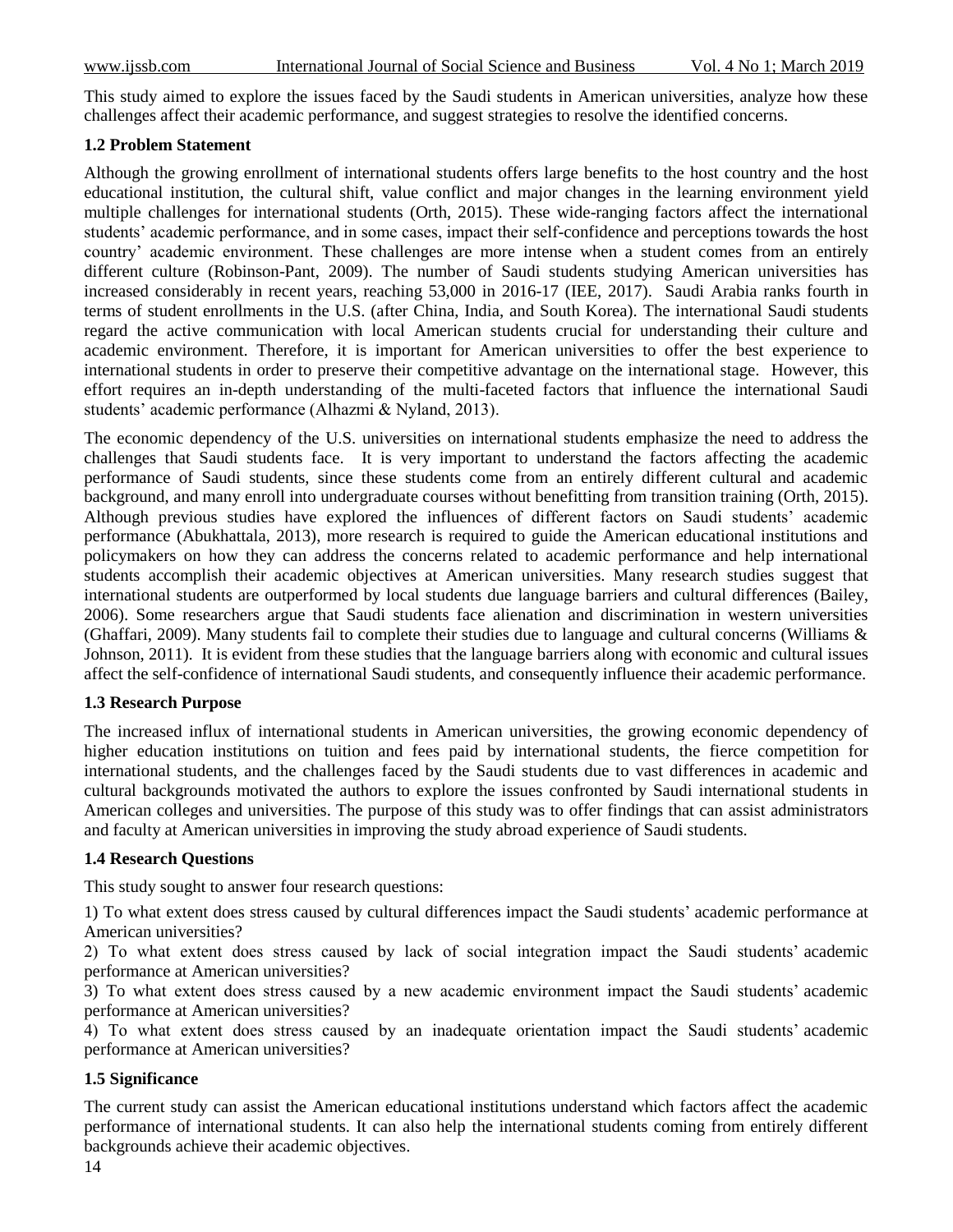This study aimed to explore the issues faced by the Saudi students in American universities, analyze how these challenges affect their academic performance, and suggest strategies to resolve the identified concerns.

### 1.2 Problem Statement

Although the growing enrollment of international students offers large benefits to the host country and the host educational institution, the cultural shift, value conflict and major changes in the learning environment yield multiple challenges for international students (Orth, 2015). These wide-ranging factors affect the international students' academic performance, and in some cases, impact their self-confidence and perceptions towards the host country' academic environment. These challenges are more intense when a student comes from an entirely different culture (Robinson-Pant, 2009). The number of Saudi students studying American universities has increased considerably in recent years, reaching 53,000 in 2016-17 (IEE, 2017). Saudi Arabia ranks fourth in terms of student enrollments in the U.S. (after China, India, and South Korea). The international Saudi students regard the active communication with local American students crucial for understanding their culture and academic environment. Therefore, it is important for American universities to offer the best experience to international students in order to preserve their competitive advantage on the international stage. However, this effort requires an in-depth understanding of the multi-faceted factors that influence the international Saudi students' academic performance (Alhazmi & Nyland, 2013).

The economic dependency of the U.S. universities on international students emphasize the need to address the challenges that Saudi students face. It is very important to understand the factors affecting the academic performance of Saudi students, since these students come from an entirely different cultural and academic background, and many enroll into undergraduate courses without benefitting from transition training (Orth, 2015). Although previous studies have explored the influences of different factors on Saudi students' academic performance (Abukhattala, 2013), more research is required to guide the American educational institutions and policymakers on how they can address the concerns related to academic performance and help international students accomplish their academic objectives at American universities. Many research studies suggest that international students are outperformed by local students due language barriers and cultural differences (Bailey, 2006). Some researchers argue that Saudi students face alienation and discrimination in western universities (Ghaffari, 2009). Many students fail to complete their studies due to language and cultural concerns (Williams & Johnson, 2011). It is evident from these studies that the language barriers along with economic and cultural issues affect the self-confidence of international Saudi students, and consequently influence their academic performance.

### 1.3 Research Purpose

The increased influx of international students in American universities, the growing economic dependency of higher education institutions on tuition and fees paid by international students, the fierce competition for international students, and the challenges faced by the Saudi students due to vast differences in academic and cultural backgrounds motivated the authors to explore the issues confronted by Saudi international students in American colleges and universities. The purpose of this study was to offer findings that can assist administrators and faculty at American universities in improving the study abroad experience of Saudi students.

### 1.4 Research Questions

This study sought to answer four research questions:

1) To what extent does stress caused by cultural differences impact the Saudi students' academic performance at American universities?
2) To what extent does stress caused by lack of social integration impact the Saudi students' academic performance at American universities?
3) To what extent does stress caused by a new academic environment impact the Saudi students' academic performance at American universities?
4) To what extent does stress caused by an inadequate orientation impact the Saudi students' academic performance at American universities?

### 1.5 Significance

The current study can assist the American educational institutions understand which factors affect the academic performance of international students. It can also help the international students coming from entirely different backgrounds achieve their academic objectives.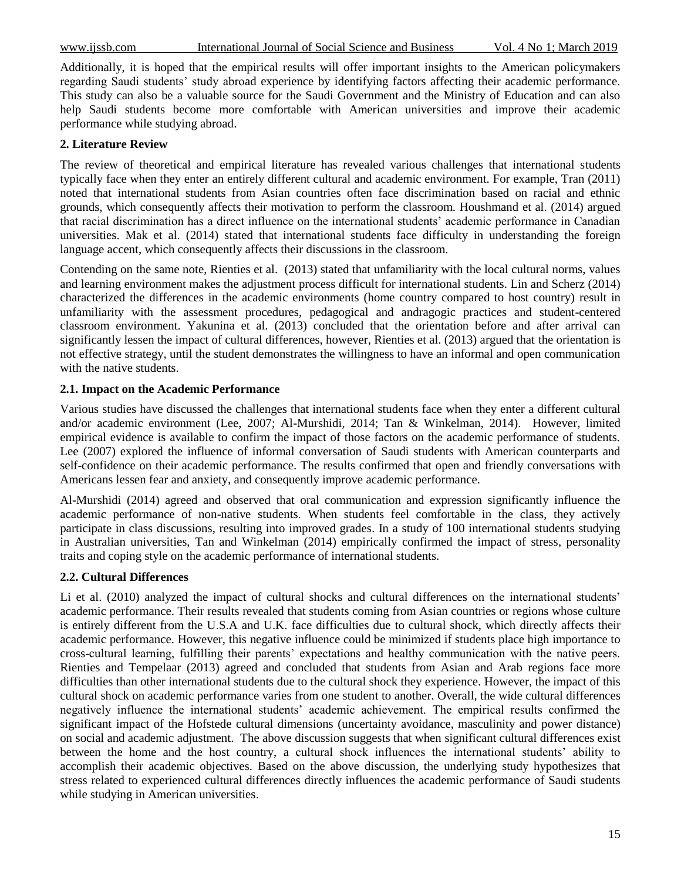Additionally, it is hoped that the empirical results will offer important insights to the American policymakers regarding Saudi students' study abroad experience by identifying factors affecting their academic performance. This study can also be a valuable source for the Saudi Government and the Ministry of Education and can also help Saudi students become more comfortable with American universities and improve their academic performance while studying abroad.

## 2. Literature Review

The review of theoretical and empirical literature has revealed various challenges that international students typically face when they enter an entirely different cultural and academic environment. For example, Tran (2011) noted that international students from Asian countries often face discrimination based on racial and ethnic grounds, which consequently affects their motivation to perform the classroom. Houshmand et al. (2014) argued that racial discrimination has a direct influence on the international students' academic performance in Canadian universities. Mak et al. (2014) stated that international students face difficulty in understanding the foreign language accent, which consequently affects their discussions in the classroom.

Contending on the same note, Rienties et al. (2013) stated that unfamiliarity with the local cultural norms, values and learning environment makes the adjustment process difficult for international students. Lin and Scherz (2014) characterized the differences in the academic environments (home country compared to host country) result in unfamiliarity with the assessment procedures, pedagogical and andragogic practices and student-centered classroom environment. Yakunina et al. (2013) concluded that the orientation before and after arrival can significantly lessen the impact of cultural differences, however, Rienties et al. (2013) argued that the orientation is not effective strategy, until the student demonstrates the willingness to have an informal and open communication with the native students.

### 2.1. Impact on the Academic Performance

Various studies have discussed the challenges that international students face when they enter a different cultural and/or academic environment (Lee, 2007; Al-Murshidi, 2014; Tan & Winkelman, 2014). However, limited empirical evidence is available to confirm the impact of those factors on the academic performance of students. Lee (2007) explored the influence of informal conversation of Saudi students with American counterparts and self-confidence on their academic performance. The results confirmed that open and friendly conversations with Americans lessen fear and anxiety, and consequently improve academic performance.

Al-Murshidi (2014) agreed and observed that oral communication and expression significantly influence the academic performance of non-native students. When students feel comfortable in the class, they actively participate in class discussions, resulting into improved grades. In a study of 100 international students studying in Australian universities, Tan and Winkelman (2014) empirically confirmed the impact of stress, personality traits and coping style on the academic performance of international students.

### 2.2. Cultural Differences

Li et al. (2010) analyzed the impact of cultural shocks and cultural differences on the international students' academic performance. Their results revealed that students coming from Asian countries or regions whose culture is entirely different from the U.S.A and U.K. face difficulties due to cultural shock, which directly affects their academic performance. However, this negative influence could be minimized if students place high importance to cross-cultural learning, fulfilling their parents' expectations and healthy communication with the native peers. Rienties and Tempelaar (2013) agreed and concluded that students from Asian and Arab regions face more difficulties than other international students due to the cultural shock they experience. However, the impact of this cultural shock on academic performance varies from one student to another. Overall, the wide cultural differences negatively influence the international students' academic achievement. The empirical results confirmed the significant impact of the Hofstede cultural dimensions (uncertainty avoidance, masculinity and power distance) on social and academic adjustment. The above discussion suggests that when significant cultural differences exist between the home and the host country, a cultural shock influences the international students' ability to accomplish their academic objectives. Based on the above discussion, the underlying study hypothesizes that stress related to experienced cultural differences directly influences the academic performance of Saudi students while studying in American universities.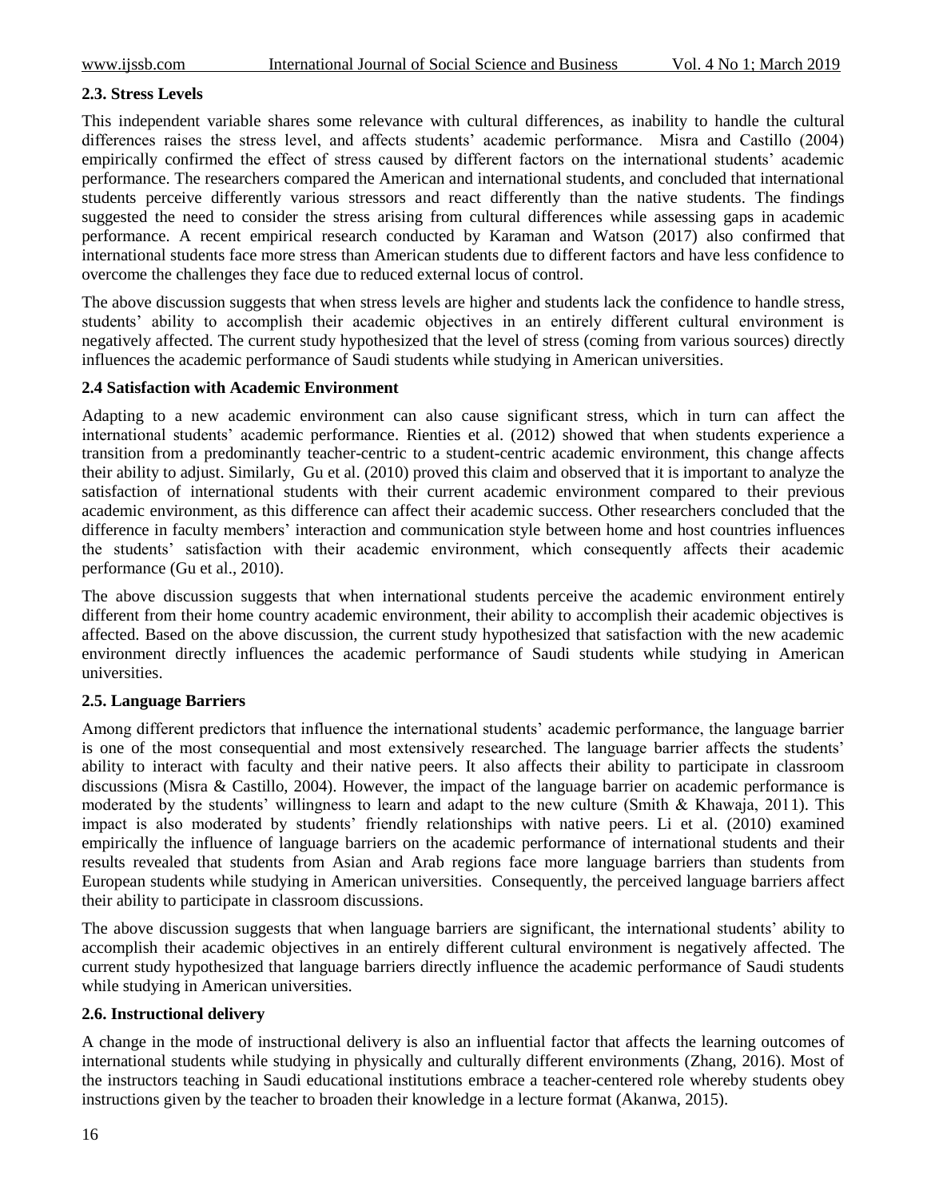### 2.3. Stress Levels

This independent variable shares some relevance with cultural differences, as inability to handle the cultural differences raises the stress level, and affects students' academic performance. Misra and Castillo (2004) empirically confirmed the effect of stress caused by different factors on the international students' academic performance. The researchers compared the American and international students, and concluded that international students perceive differently various stressors and react differently than the native students. The findings suggested the need to consider the stress arising from cultural differences while assessing gaps in academic performance. A recent empirical research conducted by Karaman and Watson (2017) also confirmed that international students face more stress than American students due to different factors and have less confidence to overcome the challenges they face due to reduced external locus of control.

The above discussion suggests that when stress levels are higher and students lack the confidence to handle stress, students' ability to accomplish their academic objectives in an entirely different cultural environment is negatively affected. The current study hypothesized that the level of stress (coming from various sources) directly influences the academic performance of Saudi students while studying in American universities.

### 2.4 Satisfaction with Academic Environment

Adapting to a new academic environment can also cause significant stress, which in turn can affect the international students' academic performance. Rienties et al. (2012) showed that when students experience a transition from a predominantly teacher-centric to a student-centric academic environment, this change affects their ability to adjust. Similarly, Gu et al. (2010) proved this claim and observed that it is important to analyze the satisfaction of international students with their current academic environment compared to their previous academic environment, as this difference can affect their academic success. Other researchers concluded that the difference in faculty members' interaction and communication style between home and host countries influences the students' satisfaction with their academic environment, which consequently affects their academic performance (Gu et al., 2010).

The above discussion suggests that when international students perceive the academic environment entirely different from their home country academic environment, their ability to accomplish their academic objectives is affected. Based on the above discussion, the current study hypothesized that satisfaction with the new academic environment directly influences the academic performance of Saudi students while studying in American universities.

### 2.5. Language Barriers

Among different predictors that influence the international students' academic performance, the language barrier is one of the most consequential and most extensively researched. The language barrier affects the students' ability to interact with faculty and their native peers. It also affects their ability to participate in classroom discussions (Misra & Castillo, 2004). However, the impact of the language barrier on academic performance is moderated by the students' willingness to learn and adapt to the new culture (Smith & Khawaja, 2011). This impact is also moderated by students' friendly relationships with native peers. Li et al. (2010) examined empirically the influence of language barriers on the academic performance of international students and their results revealed that students from Asian and Arab regions face more language barriers than students from European students while studying in American universities. Consequently, the perceived language barriers affect their ability to participate in classroom discussions.

The above discussion suggests that when language barriers are significant, the international students' ability to accomplish their academic objectives in an entirely different cultural environment is negatively affected. The current study hypothesized that language barriers directly influence the academic performance of Saudi students while studying in American universities.

### 2.6. Instructional delivery

A change in the mode of instructional delivery is also an influential factor that affects the learning outcomes of international students while studying in physically and culturally different environments (Zhang, 2016). Most of the instructors teaching in Saudi educational institutions embrace a teacher-centered role whereby students obey instructions given by the teacher to broaden their knowledge in a lecture format (Akanwa, 2015).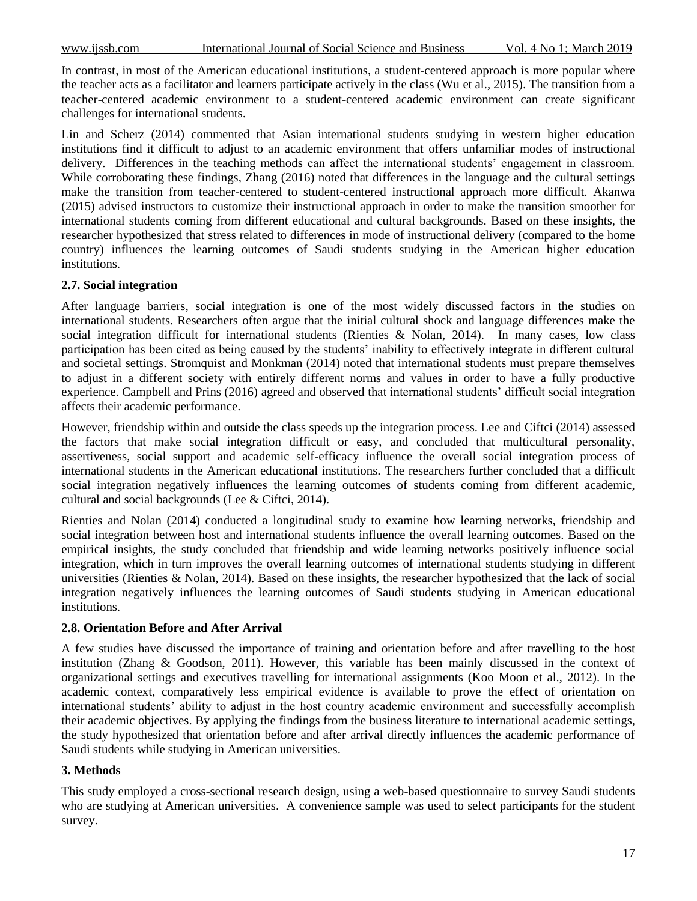In contrast, in most of the American educational institutions, a student-centered approach is more popular where the teacher acts as a facilitator and learners participate actively in the class (Wu et al., 2015). The transition from a teacher-centered academic environment to a student-centered academic environment can create significant challenges for international students.

Lin and Scherz (2014) commented that Asian international students studying in western higher education institutions find it difficult to adjust to an academic environment that offers unfamiliar modes of instructional delivery. Differences in the teaching methods can affect the international students' engagement in classroom. While corroborating these findings, Zhang (2016) noted that differences in the language and the cultural settings make the transition from teacher-centered to student-centered instructional approach more difficult. Akanwa (2015) advised instructors to customize their instructional approach in order to make the transition smoother for international students coming from different educational and cultural backgrounds. Based on these insights, the researcher hypothesized that stress related to differences in mode of instructional delivery (compared to the home country) influences the learning outcomes of Saudi students studying in the American higher education institutions.

### 2.7. Social integration

After language barriers, social integration is one of the most widely discussed factors in the studies on international students. Researchers often argue that the initial cultural shock and language differences make the social integration difficult for international students (Rienties & Nolan, 2014). In many cases, low class participation has been cited as being caused by the students' inability to effectively integrate in different cultural and societal settings. Stromquist and Monkman (2014) noted that international students must prepare themselves to adjust in a different society with entirely different norms and values in order to have a fully productive experience. Campbell and Prins (2016) agreed and observed that international students' difficult social integration affects their academic performance.

However, friendship within and outside the class speeds up the integration process. Lee and Ciftci (2014) assessed the factors that make social integration difficult or easy, and concluded that multicultural personality, assertiveness, social support and academic self-efficacy influence the overall social integration process of international students in the American educational institutions. The researchers further concluded that a difficult social integration negatively influences the learning outcomes of students coming from different academic, cultural and social backgrounds (Lee & Ciftci, 2014).

Rienties and Nolan (2014) conducted a longitudinal study to examine how learning networks, friendship and social integration between host and international students influence the overall learning outcomes. Based on the empirical insights, the study concluded that friendship and wide learning networks positively influence social integration, which in turn improves the overall learning outcomes of international students studying in different universities (Rienties & Nolan, 2014). Based on these insights, the researcher hypothesized that the lack of social integration negatively influences the learning outcomes of Saudi students studying in American educational institutions.

### 2.8. Orientation Before and After Arrival

A few studies have discussed the importance of training and orientation before and after travelling to the host institution (Zhang & Goodson, 2011). However, this variable has been mainly discussed in the context of organizational settings and executives travelling for international assignments (Koo Moon et al., 2012). In the academic context, comparatively less empirical evidence is available to prove the effect of orientation on international students' ability to adjust in the host country academic environment and successfully accomplish their academic objectives. By applying the findings from the business literature to international academic settings, the study hypothesized that orientation before and after arrival directly influences the academic performance of Saudi students while studying in American universities.

## 3. Methods

This study employed a cross-sectional research design, using a web-based questionnaire to survey Saudi students who are studying at American universities. A convenience sample was used to select participants for the student survey.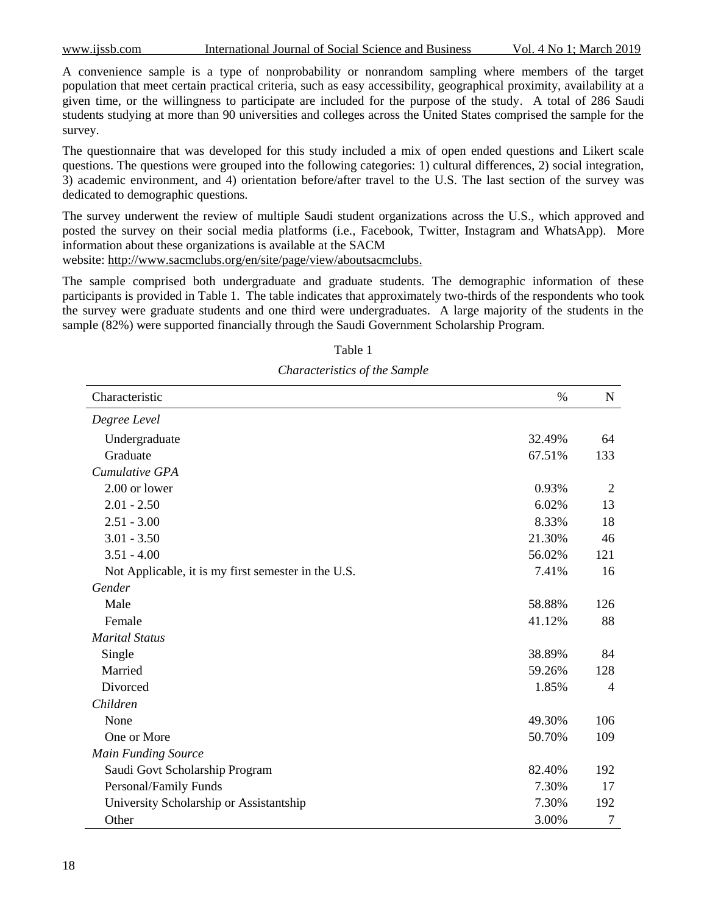A convenience sample is a type of nonprobability or nonrandom sampling where members of the target population that meet certain practical criteria, such as easy accessibility, geographical proximity, availability at a given time, or the willingness to participate are included for the purpose of the study. A total of 286 Saudi students studying at more than 90 universities and colleges across the United States comprised the sample for the survey.

The questionnaire that was developed for this study included a mix of open ended questions and Likert scale questions. The questions were grouped into the following categories: 1) cultural differences, 2) social integration, 3) academic environment, and 4) orientation before/after travel to the U.S. The last section of the survey was dedicated to demographic questions.

The survey underwent the review of multiple Saudi student organizations across the U.S., which approved and posted the survey on their social media platforms (i.e., Facebook, Twitter, Instagram and WhatsApp). More information about these organizations is available at the SACM website: http://www.sacmclubs.org/en/site/page/view/aboutsacmclubs.

The sample comprised both undergraduate and graduate students. The demographic information of these participants is provided in Table 1. The table indicates that approximately two-thirds of the respondents who took the survey were graduate students and one third were undergraduates. A large majority of the students in the sample (82%) were supported financially through the Saudi Government Scholarship Program.

Table 1

*Characteristics of the Sample*

| Characteristic | % | N |
|---|---|---|
| *Degree Level* | | |
| Undergraduate | 32.49% | 64 |
| Graduate | 67.51% | 133 |
| *Cumulative GPA* | | |
| 2.00 or lower | 0.93% | 2 |
| 2.01 - 2.50 | 6.02% | 13 |
| 2.51 - 3.00 | 8.33% | 18 |
| 3.01 - 3.50 | 21.30% | 46 |
| 3.51 - 4.00 | 56.02% | 121 |
| Not Applicable, it is my first semester in the U.S. | 7.41% | 16 |
| *Gender* | | |
| Male | 58.88% | 126 |
| Female | 41.12% | 88 |
| *Marital Status* | | |
| Single | 38.89% | 84 |
| Married | 59.26% | 128 |
| Divorced | 1.85% | 4 |
| *Children* | | |
| None | 49.30% | 106 |
| One or More | 50.70% | 109 |
| *Main Funding Source* | | |
| Saudi Govt Scholarship Program | 82.40% | 192 |
| Personal/Family Funds | 7.30% | 17 |
| University Scholarship or Assistantship | 7.30% | 192 |
| Other | 3.00% | 7 |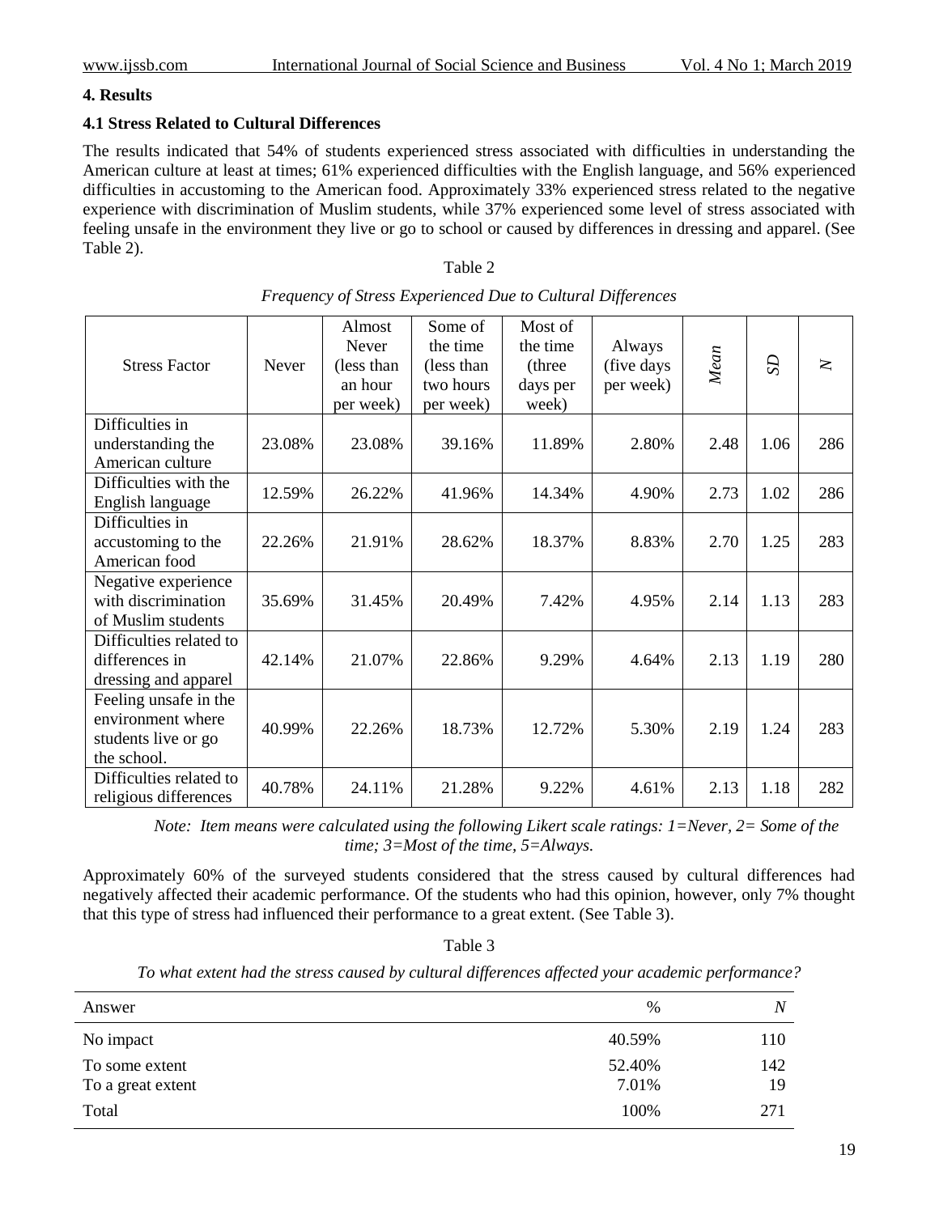## 4. Results

### 4.1 Stress Related to Cultural Differences

The results indicated that 54% of students experienced stress associated with difficulties in understanding the American culture at least at times; 61% experienced difficulties with the English language, and 56% experienced difficulties in accustoming to the American food. Approximately 33% experienced stress related to the negative experience with discrimination of Muslim students, while 37% experienced some level of stress associated with feeling unsafe in the environment they live or go to school or caused by differences in dressing and apparel. (See Table 2).

Table 2

*Frequency of Stress Experienced Due to Cultural Differences*

| Stress Factor | Never | Almost Never (less than an hour per week) | Some of the time (less than two hours per week) | Most of the time (three days per week) | Always (five days per week) | *Mean* | *SD* | *N* |
|---|---|---|---|---|---|---|---|---|
| Difficulties in understanding the American culture | 23.08% | 23.08% | 39.16% | 11.89% | 2.80% | 2.48 | 1.06 | 286 |
| Difficulties with the English language | 12.59% | 26.22% | 41.96% | 14.34% | 4.90% | 2.73 | 1.02 | 286 |
| Difficulties in accustoming to the American food | 22.26% | 21.91% | 28.62% | 18.37% | 8.83% | 2.70 | 1.25 | 283 |
| Negative experience with discrimination of Muslim students | 35.69% | 31.45% | 20.49% | 7.42% | 4.95% | 2.14 | 1.13 | 283 |
| Difficulties related to differences in dressing and apparel | 42.14% | 21.07% | 22.86% | 9.29% | 4.64% | 2.13 | 1.19 | 280 |
| Feeling unsafe in the environment where students live or go the school. | 40.99% | 22.26% | 18.73% | 12.72% | 5.30% | 2.19 | 1.24 | 283 |
| Difficulties related to religious differences | 40.78% | 24.11% | 21.28% | 9.22% | 4.61% | 2.13 | 1.18 | 282 |

*Note: Item means were calculated using the following Likert scale ratings: 1=Never, 2= Some of the time; 3=Most of the time, 5=Always.*

Approximately 60% of the surveyed students considered that the stress caused by cultural differences had negatively affected their academic performance. Of the students who had this opinion, however, only 7% thought that this type of stress had influenced their performance to a great extent. (See Table 3).

Table 3

*To what extent had the stress caused by cultural differences affected your academic performance?*

| Answer | % | *N* |
|---|---|---|
| No impact | 40.59% | 110 |
| To some extent | 52.40% | 142 |
| To a great extent | 7.01% | 19 |
| Total | 100% | 271 |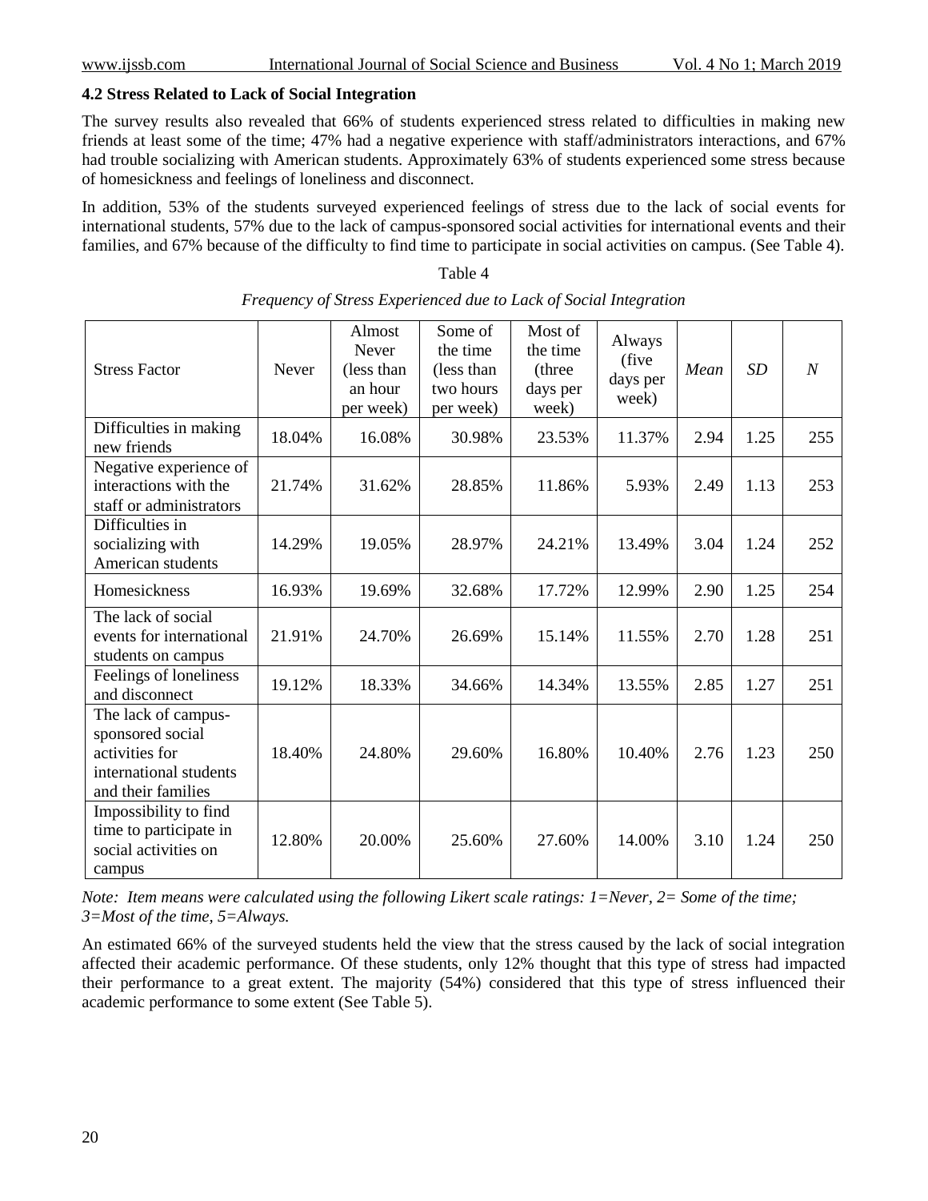### 4.2 Stress Related to Lack of Social Integration

The survey results also revealed that 66% of students experienced stress related to difficulties in making new friends at least some of the time; 47% had a negative experience with staff/administrators interactions, and 67% had trouble socializing with American students. Approximately 63% of students experienced some stress because of homesickness and feelings of loneliness and disconnect.

In addition, 53% of the students surveyed experienced feelings of stress due to the lack of social events for international students, 57% due to the lack of campus-sponsored social activities for international events and their families, and 67% because of the difficulty to find time to participate in social activities on campus. (See Table 4).

Table 4

*Frequency of Stress Experienced due to Lack of Social Integration*

| Stress Factor | Never | Almost Never (less than an hour per week) | Some of the time (less than two hours per week) | Most of the time (three days per week) | Always (five days per week) | *Mean* | *SD* | *N* |
|---|---|---|---|---|---|---|---|---|
| Difficulties in making new friends | 18.04% | 16.08% | 30.98% | 23.53% | 11.37% | 2.94 | 1.25 | 255 |
| Negative experience of interactions with the staff or administrators | 21.74% | 31.62% | 28.85% | 11.86% | 5.93% | 2.49 | 1.13 | 253 |
| Difficulties in socializing with American students | 14.29% | 19.05% | 28.97% | 24.21% | 13.49% | 3.04 | 1.24 | 252 |
| Homesickness | 16.93% | 19.69% | 32.68% | 17.72% | 12.99% | 2.90 | 1.25 | 254 |
| The lack of social events for international students on campus | 21.91% | 24.70% | 26.69% | 15.14% | 11.55% | 2.70 | 1.28 | 251 |
| Feelings of loneliness and disconnect | 19.12% | 18.33% | 34.66% | 14.34% | 13.55% | 2.85 | 1.27 | 251 |
| The lack of campus-sponsored social activities for international students and their families | 18.40% | 24.80% | 29.60% | 16.80% | 10.40% | 2.76 | 1.23 | 250 |
| Impossibility to find time to participate in social activities on campus | 12.80% | 20.00% | 25.60% | 27.60% | 14.00% | 3.10 | 1.24 | 250 |

*Note: Item means were calculated using the following Likert scale ratings: 1=Never, 2= Some of the time; 3=Most of the time, 5=Always.*

An estimated 66% of the surveyed students held the view that the stress caused by the lack of social integration affected their academic performance. Of these students, only 12% thought that this type of stress had impacted their performance to a great extent. The majority (54%) considered that this type of stress influenced their academic performance to some extent (See Table 5).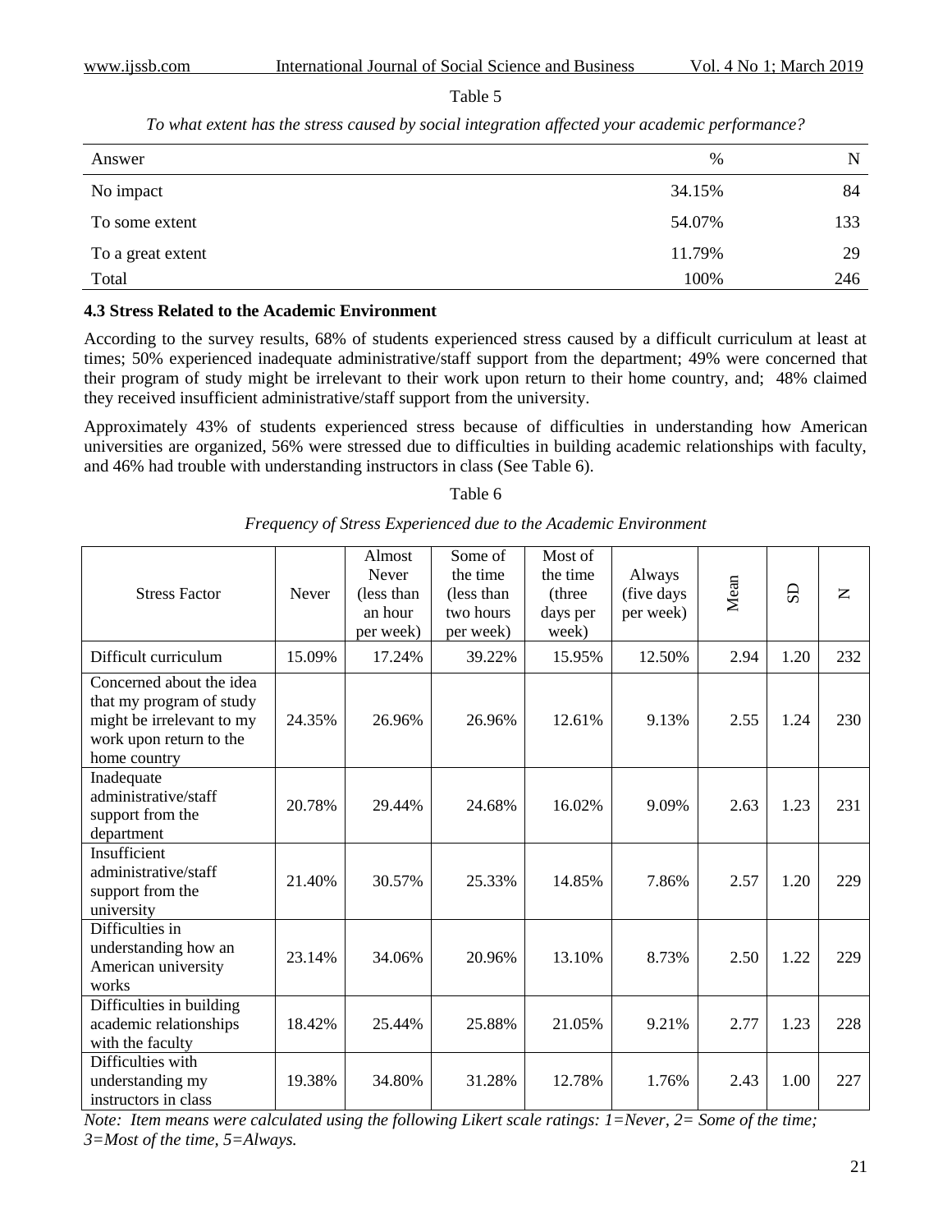Table 5

*To what extent has the stress caused by social integration affected your academic performance?*

| Answer | % | N |
|---|---|---|
| No impact | 34.15% | 84 |
| To some extent | 54.07% | 133 |
| To a great extent | 11.79% | 29 |
| Total | 100% | 246 |

### 4.3 Stress Related to the Academic Environment

According to the survey results, 68% of students experienced stress caused by a difficult curriculum at least at times; 50% experienced inadequate administrative/staff support from the department; 49% were concerned that their program of study might be irrelevant to their work upon return to their home country, and; 48% claimed they received insufficient administrative/staff support from the university.

Approximately 43% of students experienced stress because of difficulties in understanding how American universities are organized, 56% were stressed due to difficulties in building academic relationships with faculty, and 46% had trouble with understanding instructors in class (See Table 6).

Table 6

*Frequency of Stress Experienced due to the Academic Environment*

| Stress Factor | Never | Almost Never (less than an hour per week) | Some of the time (less than two hours per week) | Most of the time (three days per week) | Always (five days per week) | Mean | SD | N |
|---|---|---|---|---|---|---|---|---|
| Difficult curriculum | 15.09% | 17.24% | 39.22% | 15.95% | 12.50% | 2.94 | 1.20 | 232 |
| Concerned about the idea that my program of study might be irrelevant to my work upon return to the home country | 24.35% | 26.96% | 26.96% | 12.61% | 9.13% | 2.55 | 1.24 | 230 |
| Inadequate administrative/staff support from the department | 20.78% | 29.44% | 24.68% | 16.02% | 9.09% | 2.63 | 1.23 | 231 |
| Insufficient administrative/staff support from the university | 21.40% | 30.57% | 25.33% | 14.85% | 7.86% | 2.57 | 1.20 | 229 |
| Difficulties in understanding how an American university works | 23.14% | 34.06% | 20.96% | 13.10% | 8.73% | 2.50 | 1.22 | 229 |
| Difficulties in building academic relationships with the faculty | 18.42% | 25.44% | 25.88% | 21.05% | 9.21% | 2.77 | 1.23 | 228 |
| Difficulties with understanding my instructors in class | 19.38% | 34.80% | 31.28% | 12.78% | 1.76% | 2.43 | 1.00 | 227 |

*Note: Item means were calculated using the following Likert scale ratings: 1=Never, 2= Some of the time; 3=Most of the time, 5=Always.*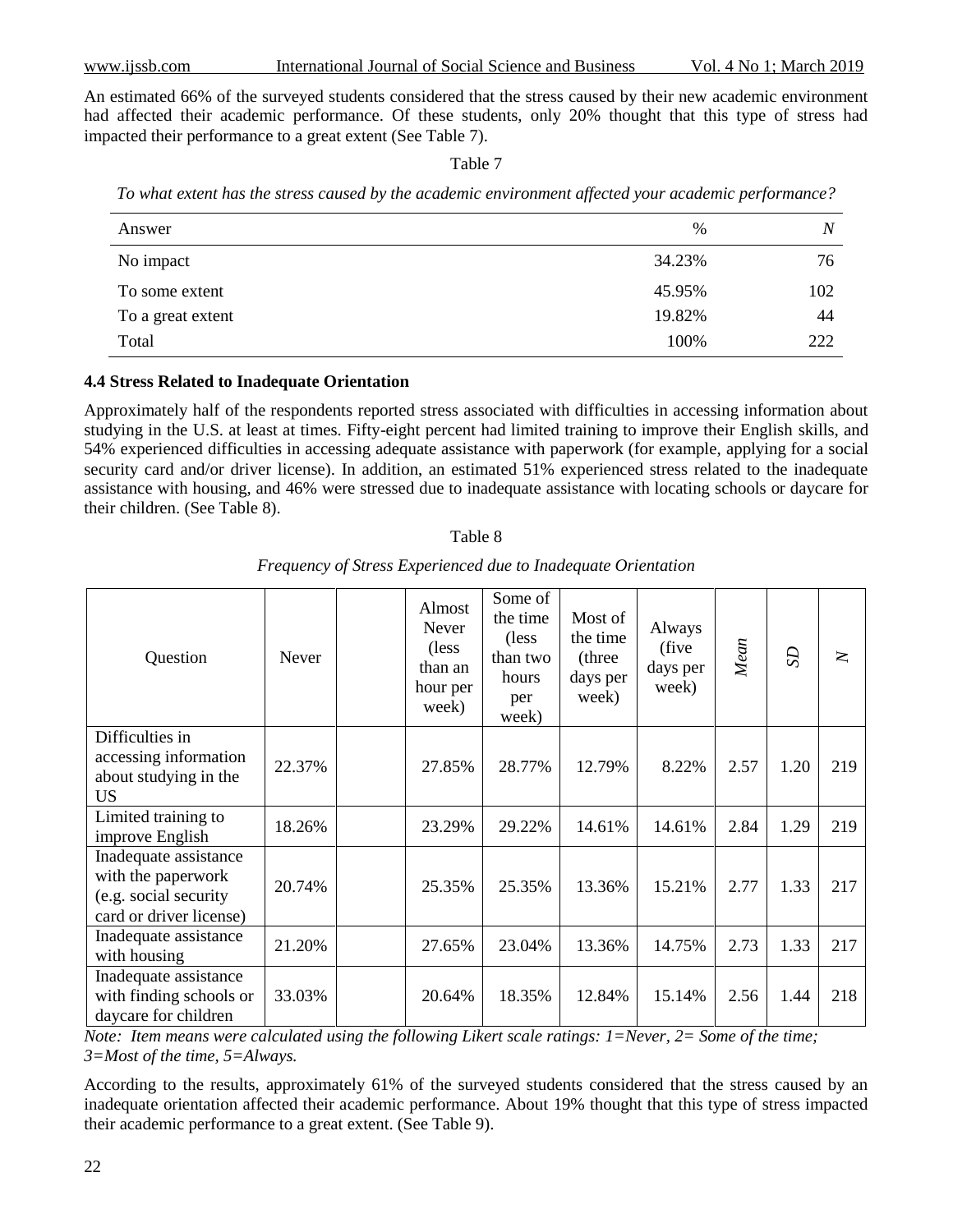An estimated 66% of the surveyed students considered that the stress caused by their new academic environment had affected their academic performance. Of these students, only 20% thought that this type of stress had impacted their performance to a great extent (See Table 7).

Table 7

*To what extent has the stress caused by the academic environment affected your academic performance?*

| Answer | % | *N* |
|---|---|---|
| No impact | 34.23% | 76 |
| To some extent | 45.95% | 102 |
| To a great extent | 19.82% | 44 |
| Total | 100% | 222 |

### 4.4 Stress Related to Inadequate Orientation

Approximately half of the respondents reported stress associated with difficulties in accessing information about studying in the U.S. at least at times. Fifty-eight percent had limited training to improve their English skills, and 54% experienced difficulties in accessing adequate assistance with paperwork (for example, applying for a social security card and/or driver license). In addition, an estimated 51% experienced stress related to the inadequate assistance with housing, and 46% were stressed due to inadequate assistance with locating schools or daycare for their children. (See Table 8).

Table 8

*Frequency of Stress Experienced due to Inadequate Orientation*

| Question | Never | | Almost Never (less than an hour per week) | Some of the time (less than two hours per week) | Most of the time (three days per week) | Always (five days per week) | *Mean* | *SD* | *N* |
|---|---|---|---|---|---|---|---|---|---|
| Difficulties in accessing information about studying in the US | 22.37% | | 27.85% | 28.77% | 12.79% | 8.22% | 2.57 | 1.20 | 219 |
| Limited training to improve English | 18.26% | | 23.29% | 29.22% | 14.61% | 14.61% | 2.84 | 1.29 | 219 |
| Inadequate assistance with the paperwork (e.g. social security card or driver license) | 20.74% | | 25.35% | 25.35% | 13.36% | 15.21% | 2.77 | 1.33 | 217 |
| Inadequate assistance with housing | 21.20% | | 27.65% | 23.04% | 13.36% | 14.75% | 2.73 | 1.33 | 217 |
| Inadequate assistance with finding schools or daycare for children | 33.03% | | 20.64% | 18.35% | 12.84% | 15.14% | 2.56 | 1.44 | 218 |

*Note: Item means were calculated using the following Likert scale ratings: 1=Never, 2= Some of the time; 3=Most of the time, 5=Always.*

According to the results, approximately 61% of the surveyed students considered that the stress caused by an inadequate orientation affected their academic performance. About 19% thought that this type of stress impacted their academic performance to a great extent. (See Table 9).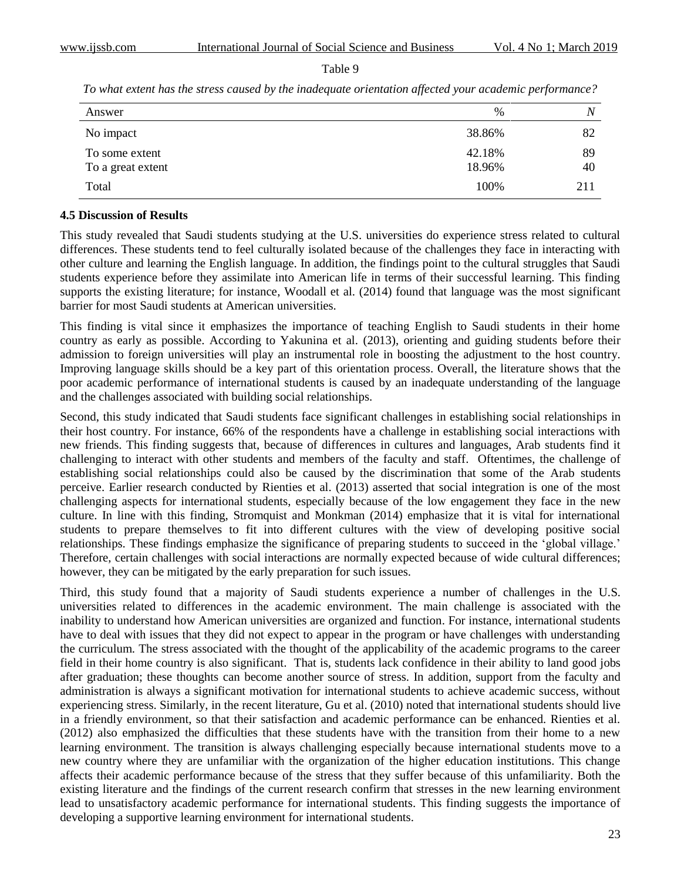Table 9

*To what extent has the stress caused by the inadequate orientation affected your academic performance?*

| Answer | % | *N* |
|---|---|---|
| No impact | 38.86% | 82 |
| To some extent | 42.18% | 89 |
| To a great extent | 18.96% | 40 |
| Total | 100% | 211 |

### 4.5 Discussion of Results

This study revealed that Saudi students studying at the U.S. universities do experience stress related to cultural differences. These students tend to feel culturally isolated because of the challenges they face in interacting with other culture and learning the English language. In addition, the findings point to the cultural struggles that Saudi students experience before they assimilate into American life in terms of their successful learning. This finding supports the existing literature; for instance, Woodall et al. (2014) found that language was the most significant barrier for most Saudi students at American universities.

This finding is vital since it emphasizes the importance of teaching English to Saudi students in their home country as early as possible. According to Yakunina et al. (2013), orienting and guiding students before their admission to foreign universities will play an instrumental role in boosting the adjustment to the host country. Improving language skills should be a key part of this orientation process. Overall, the literature shows that the poor academic performance of international students is caused by an inadequate understanding of the language and the challenges associated with building social relationships.

Second, this study indicated that Saudi students face significant challenges in establishing social relationships in their host country. For instance, 66% of the respondents have a challenge in establishing social interactions with new friends. This finding suggests that, because of differences in cultures and languages, Arab students find it challenging to interact with other students and members of the faculty and staff. Oftentimes, the challenge of establishing social relationships could also be caused by the discrimination that some of the Arab students perceive. Earlier research conducted by Rienties et al. (2013) asserted that social integration is one of the most challenging aspects for international students, especially because of the low engagement they face in the new culture. In line with this finding, Stromquist and Monkman (2014) emphasize that it is vital for international students to prepare themselves to fit into different cultures with the view of developing positive social relationships. These findings emphasize the significance of preparing students to succeed in the 'global village.' Therefore, certain challenges with social interactions are normally expected because of wide cultural differences; however, they can be mitigated by the early preparation for such issues.

Third, this study found that a majority of Saudi students experience a number of challenges in the U.S. universities related to differences in the academic environment. The main challenge is associated with the inability to understand how American universities are organized and function. For instance, international students have to deal with issues that they did not expect to appear in the program or have challenges with understanding the curriculum. The stress associated with the thought of the applicability of the academic programs to the career field in their home country is also significant. That is, students lack confidence in their ability to land good jobs after graduation; these thoughts can become another source of stress. In addition, support from the faculty and administration is always a significant motivation for international students to achieve academic success, without experiencing stress. Similarly, in the recent literature, Gu et al. (2010) noted that international students should live in a friendly environment, so that their satisfaction and academic performance can be enhanced. Rienties et al. (2012) also emphasized the difficulties that these students have with the transition from their home to a new learning environment. The transition is always challenging especially because international students move to a new country where they are unfamiliar with the organization of the higher education institutions. This change affects their academic performance because of the stress that they suffer because of this unfamiliarity. Both the existing literature and the findings of the current research confirm that stresses in the new learning environment lead to unsatisfactory academic performance for international students. This finding suggests the importance of developing a supportive learning environment for international students.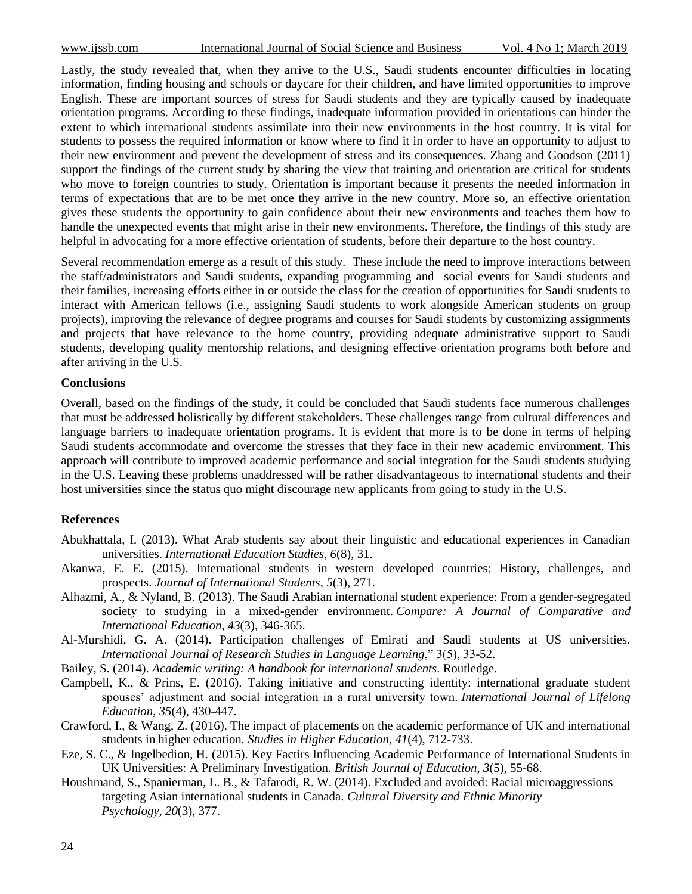Lastly, the study revealed that, when they arrive to the U.S., Saudi students encounter difficulties in locating information, finding housing and schools or daycare for their children, and have limited opportunities to improve English. These are important sources of stress for Saudi students and they are typically caused by inadequate orientation programs. According to these findings, inadequate information provided in orientations can hinder the extent to which international students assimilate into their new environments in the host country. It is vital for students to possess the required information or know where to find it in order to have an opportunity to adjust to their new environment and prevent the development of stress and its consequences. Zhang and Goodson (2011) support the findings of the current study by sharing the view that training and orientation are critical for students who move to foreign countries to study. Orientation is important because it presents the needed information in terms of expectations that are to be met once they arrive in the new country. More so, an effective orientation gives these students the opportunity to gain confidence about their new environments and teaches them how to handle the unexpected events that might arise in their new environments. Therefore, the findings of this study are helpful in advocating for a more effective orientation of students, before their departure to the host country.

Several recommendation emerge as a result of this study. These include the need to improve interactions between the staff/administrators and Saudi students, expanding programming and social events for Saudi students and their families, increasing efforts either in or outside the class for the creation of opportunities for Saudi students to interact with American fellows (i.e., assigning Saudi students to work alongside American students on group projects), improving the relevance of degree programs and courses for Saudi students by customizing assignments and projects that have relevance to the home country, providing adequate administrative support to Saudi students, developing quality mentorship relations, and designing effective orientation programs both before and after arriving in the U.S.

### Conclusions

Overall, based on the findings of the study, it could be concluded that Saudi students face numerous challenges that must be addressed holistically by different stakeholders. These challenges range from cultural differences and language barriers to inadequate orientation programs. It is evident that more is to be done in terms of helping Saudi students accommodate and overcome the stresses that they face in their new academic environment. This approach will contribute to improved academic performance and social integration for the Saudi students studying in the U.S. Leaving these problems unaddressed will be rather disadvantageous to international students and their host universities since the status quo might discourage new applicants from going to study in the U.S.

### References

Abukhattala, I. (2013). What Arab students say about their linguistic and educational experiences in Canadian universities. *International Education Studies*, *6*(8), 31.

Akanwa, E. E. (2015). International students in western developed countries: History, challenges, and prospects. *Journal of International Students*, *5*(3), 271.

Alhazmi, A., & Nyland, B. (2013). The Saudi Arabian international student experience: From a gender-segregated society to studying in a mixed-gender environment. *Compare: A Journal of Comparative and International Education*, *43*(3), 346-365.

Al-Murshidi, G. A. (2014). Participation challenges of Emirati and Saudi students at US universities. *International Journal of Research Studies in Language Learning*," 3(5), 33-52.

Bailey, S. (2014). *Academic writing: A handbook for international students*. Routledge.

Campbell, K., & Prins, E. (2016). Taking initiative and constructing identity: international graduate student spouses' adjustment and social integration in a rural university town. *International Journal of Lifelong Education*, *35*(4), 430-447.

Crawford, I., & Wang, Z. (2016). The impact of placements on the academic performance of UK and international students in higher education. *Studies in Higher Education*, *41*(4), 712-733.

Eze, S. C., & Ingelbedion, H. (2015). Key Factirs Influencing Academic Performance of International Students in UK Universities: A Preliminary Investigation. *British Journal of Education*, *3*(5), 55-68.

Houshmand, S., Spanierman, L. B., & Tafarodi, R. W. (2014). Excluded and avoided: Racial microaggressions targeting Asian international students in Canada. *Cultural Diversity and Ethnic Minority Psychology*, *20*(3), 377.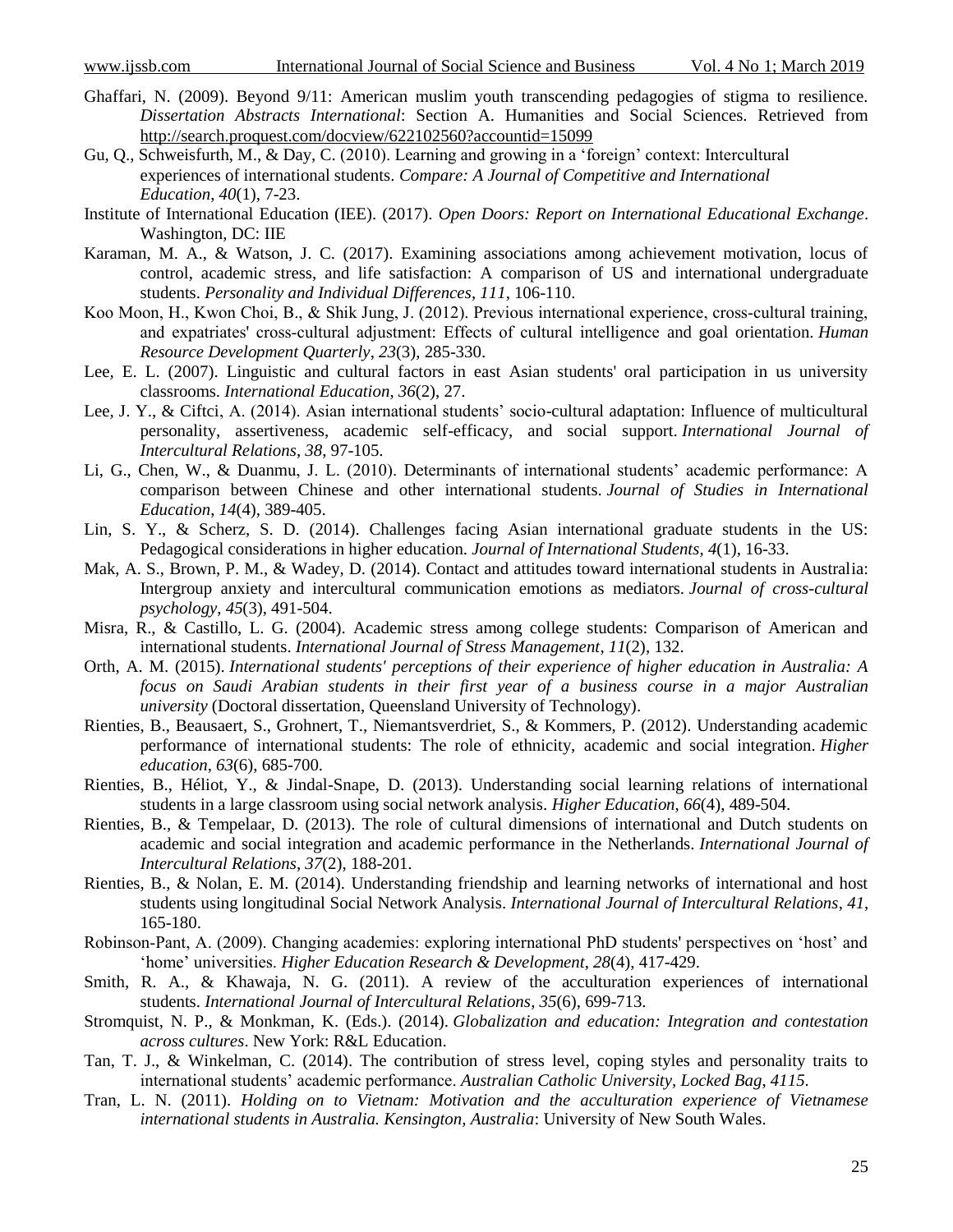Ghaffari, N. (2009). Beyond 9/11: American muslim youth transcending pedagogies of stigma to resilience. *Dissertation Abstracts International*: Section A. Humanities and Social Sciences. Retrieved from http://search.proquest.com/docview/622102560?accountid=15099

Gu, Q., Schweisfurth, M., & Day, C. (2010). Learning and growing in a 'foreign' context: Intercultural experiences of international students. *Compare: A Journal of Competitive and International Education*, *40*(1), 7-23.

Institute of International Education (IEE). (2017). *Open Doors: Report on International Educational Exchange*. Washington, DC: IIE

Karaman, M. A., & Watson, J. C. (2017). Examining associations among achievement motivation, locus of control, academic stress, and life satisfaction: A comparison of US and international undergraduate students. *Personality and Individual Differences*, *111*, 106-110.

Koo Moon, H., Kwon Choi, B., & Shik Jung, J. (2012). Previous international experience, cross-cultural training, and expatriates' cross-cultural adjustment: Effects of cultural intelligence and goal orientation. *Human Resource Development Quarterly*, *23*(3), 285-330.

Lee, E. L. (2007). Linguistic and cultural factors in east Asian students' oral participation in us university classrooms. *International Education*, *36*(2), 27.

Lee, J. Y., & Ciftci, A. (2014). Asian international students' socio-cultural adaptation: Influence of multicultural personality, assertiveness, academic self-efficacy, and social support. *International Journal of Intercultural Relations*, *38*, 97-105.

Li, G., Chen, W., & Duanmu, J. L. (2010). Determinants of international students' academic performance: A comparison between Chinese and other international students. *Journal of Studies in International Education*, *14*(4), 389-405.

Lin, S. Y., & Scherz, S. D. (2014). Challenges facing Asian international graduate students in the US: Pedagogical considerations in higher education. *Journal of International Students*, *4*(1), 16-33.

Mak, A. S., Brown, P. M., & Wadey, D. (2014). Contact and attitudes toward international students in Australia: Intergroup anxiety and intercultural communication emotions as mediators. *Journal of cross-cultural psychology*, *45*(3), 491-504.

Misra, R., & Castillo, L. G. (2004). Academic stress among college students: Comparison of American and international students. *International Journal of Stress Management*, *11*(2), 132.

Orth, A. M. (2015). *International students' perceptions of their experience of higher education in Australia: A focus on Saudi Arabian students in their first year of a business course in a major Australian university* (Doctoral dissertation, Queensland University of Technology).

Rienties, B., Beausaert, S., Grohnert, T., Niemantsverdriet, S., & Kommers, P. (2012). Understanding academic performance of international students: The role of ethnicity, academic and social integration. *Higher education*, *63*(6), 685-700.

Rienties, B., Héliot, Y., & Jindal-Snape, D. (2013). Understanding social learning relations of international students in a large classroom using social network analysis. *Higher Education*, *66*(4), 489-504.

Rienties, B., & Tempelaar, D. (2013). The role of cultural dimensions of international and Dutch students on academic and social integration and academic performance in the Netherlands. *International Journal of Intercultural Relations*, *37*(2), 188-201.

Rienties, B., & Nolan, E. M. (2014). Understanding friendship and learning networks of international and host students using longitudinal Social Network Analysis. *International Journal of Intercultural Relations*, *41*, 165-180.

Robinson-Pant, A. (2009). Changing academies: exploring international PhD students' perspectives on 'host' and 'home' universities. *Higher Education Research & Development*, *28*(4), 417-429.

Smith, R. A., & Khawaja, N. G. (2011). A review of the acculturation experiences of international students. *International Journal of Intercultural Relations*, *35*(6), 699-713.

Stromquist, N. P., & Monkman, K. (Eds.). (2014). *Globalization and education: Integration and contestation across cultures*. New York: R&L Education.

Tan, T. J., & Winkelman, C. (2014). The contribution of stress level, coping styles and personality traits to international students' academic performance. *Australian Catholic University, Locked Bag*, *4115*.

Tran, L. N. (2011). *Holding on to Vietnam: Motivation and the acculturation experience of Vietnamese international students in Australia. Kensington, Australia*: University of New South Wales.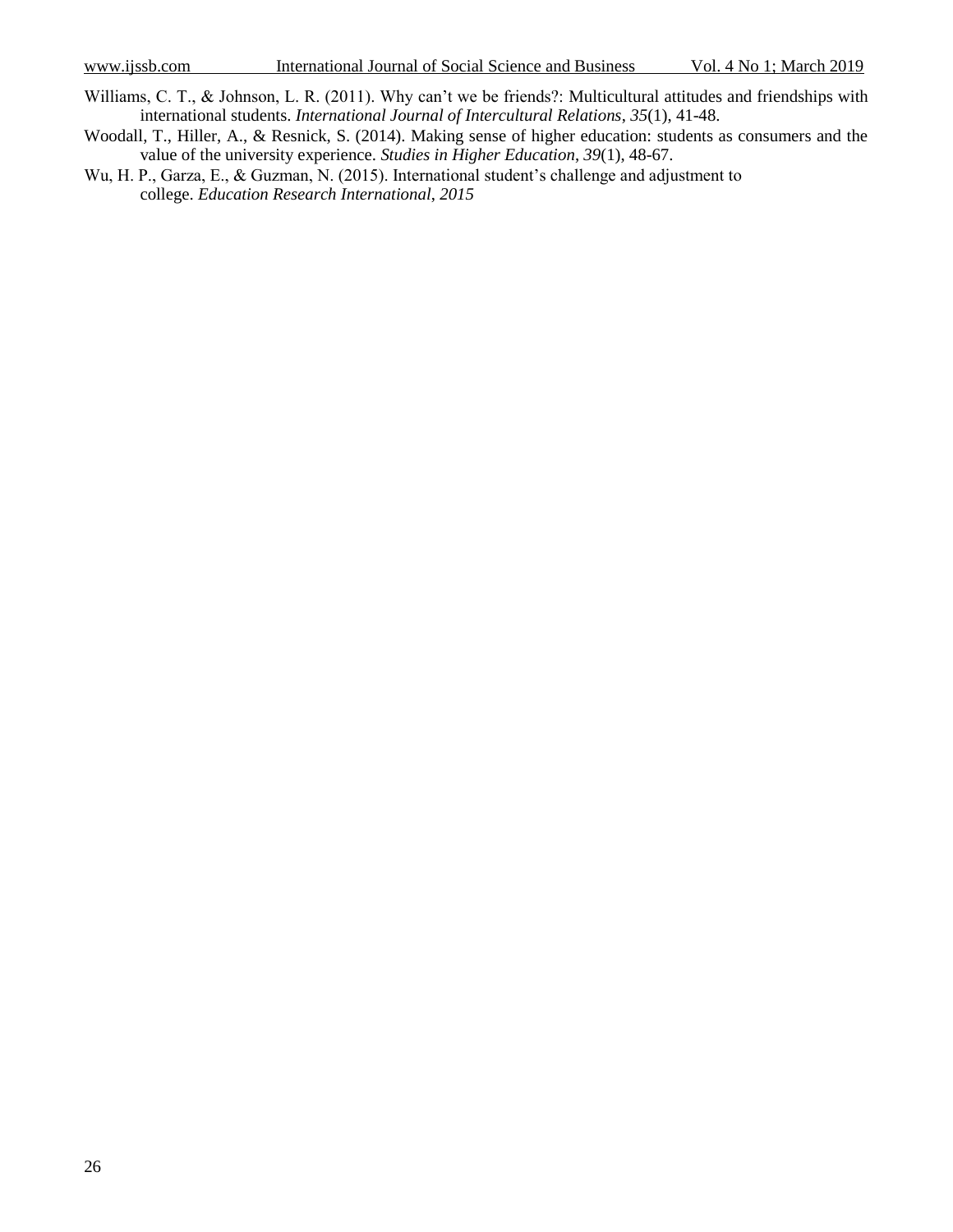Williams, C. T., & Johnson, L. R. (2011). Why can't we be friends?: Multicultural attitudes and friendships with international students. *International Journal of Intercultural Relations*, *35*(1), 41-48.

Woodall, T., Hiller, A., & Resnick, S. (2014). Making sense of higher education: students as consumers and the value of the university experience. *Studies in Higher Education*, *39*(1), 48-67.

Wu, H. P., Garza, E., & Guzman, N. (2015). International student's challenge and adjustment to college. *Education Research International*, *2015*